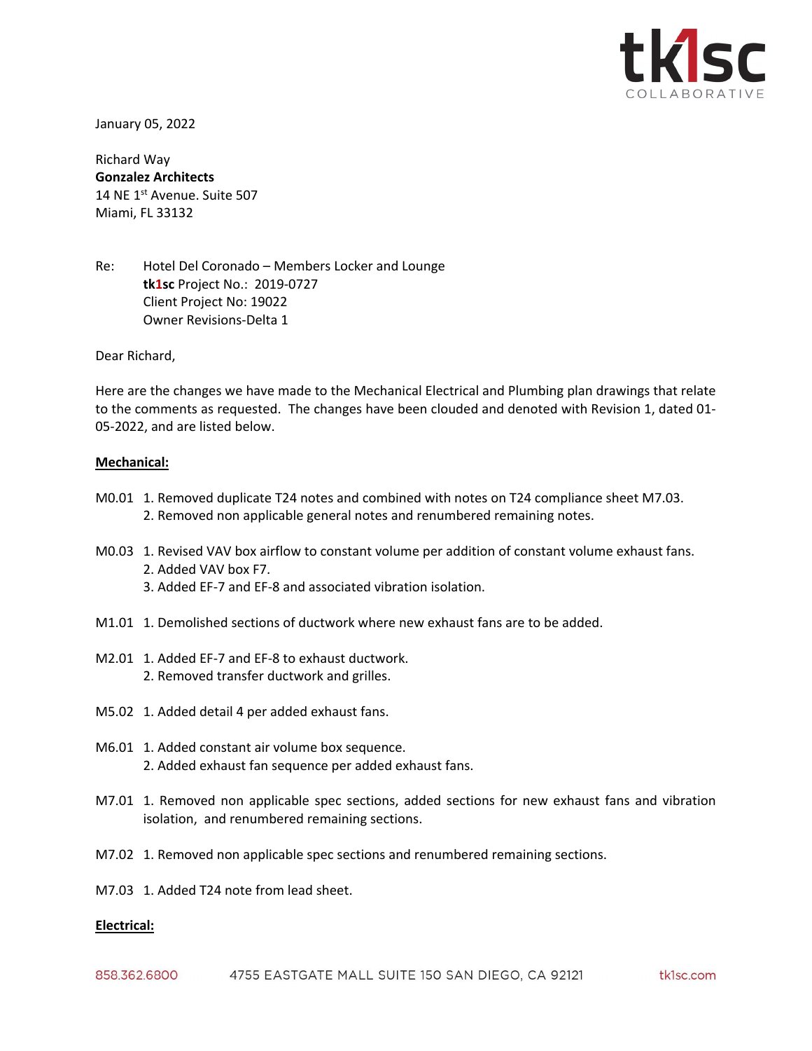January 05, 2022

Richard Way
**Gonzalez Architects**
14 NE 1st Avenue. Suite 507
Miami, FL 33132

Re: Hotel Del Coronado – Members Locker and Lounge
**tk1sc** Project No.: 2019-0727
Client Project No: 19022
Owner Revisions-Delta 1

Dear Richard,

Here are the changes we have made to the Mechanical Electrical and Plumbing plan drawings that relate to the comments as requested. The changes have been clouded and denoted with Revision 1, dated 01-05-2022, and are listed below.

**Mechanical:**

M0.01
1. Removed duplicate T24 notes and combined with notes on T24 compliance sheet M7.03.
2. Removed non applicable general notes and renumbered remaining notes.

M0.03
1. Revised VAV box airflow to constant volume per addition of constant volume exhaust fans.
2. Added VAV box F7.
3. Added EF-7 and EF-8 and associated vibration isolation.

M1.01
1. Demolished sections of ductwork where new exhaust fans are to be added.

M2.01
1. Added EF-7 and EF-8 to exhaust ductwork.
2. Removed transfer ductwork and grilles.

M5.02
1. Added detail 4 per added exhaust fans.

M6.01
1. Added constant air volume box sequence.
2. Added exhaust fan sequence per added exhaust fans.

M7.01
1. Removed non applicable spec sections, added sections for new exhaust fans and vibration isolation, and renumbered remaining sections.

M7.02
1. Removed non applicable spec sections and renumbered remaining sections.

M7.03
1. Added T24 note from lead sheet.

**Electrical:**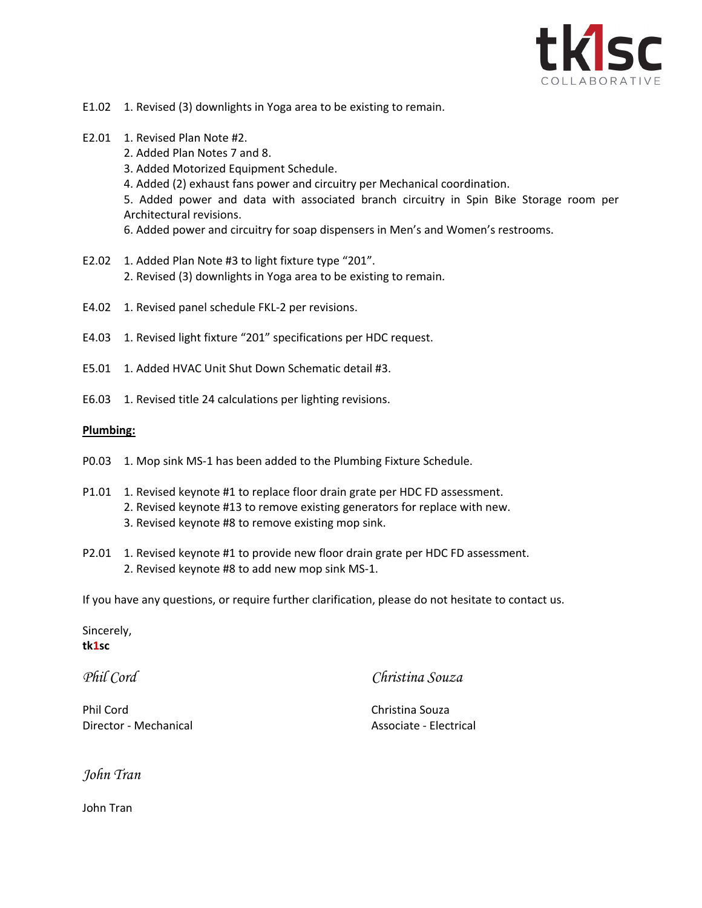E1.02 1. Revised (3) downlights in Yoga area to be existing to remain.

E2.01 1. Revised Plan Note #2.
2. Added Plan Notes 7 and 8.
3. Added Motorized Equipment Schedule.
4. Added (2) exhaust fans power and circuitry per Mechanical coordination.
5. Added power and data with associated branch circuitry in Spin Bike Storage room per Architectural revisions.
6. Added power and circuitry for soap dispensers in Men's and Women's restrooms.

E2.02 1. Added Plan Note #3 to light fixture type "201".
2. Revised (3) downlights in Yoga area to be existing to remain.

E4.02 1. Revised panel schedule FKL-2 per revisions.

E4.03 1. Revised light fixture "201" specifications per HDC request.

E5.01 1. Added HVAC Unit Shut Down Schematic detail #3.

E6.03 1. Revised title 24 calculations per lighting revisions.

**Plumbing:**

P0.03 1. Mop sink MS-1 has been added to the Plumbing Fixture Schedule.

P1.01 1. Revised keynote #1 to replace floor drain grate per HDC FD assessment.
2. Revised keynote #13 to remove existing generators for replace with new.
3. Revised keynote #8 to remove existing mop sink.

P2.01 1. Revised keynote #1 to provide new floor drain grate per HDC FD assessment.
2. Revised keynote #8 to add new mop sink MS-1.

If you have any questions, or require further clarification, please do not hesitate to contact us.

Sincerely,
**tk1sc**

*Phil Cord*

Phil Cord
Director - Mechanical

*Christina Souza*

Christina Souza
Associate - Electrical

*John Tran*

John Tran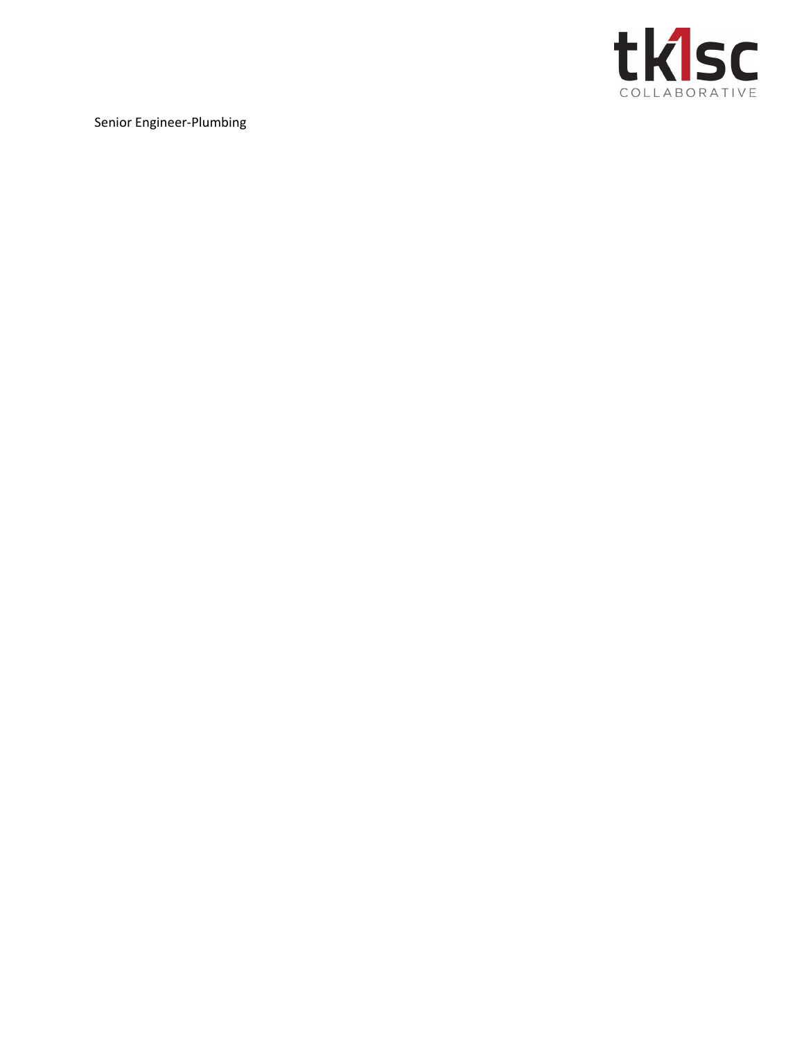Senior Engineer-Plumbing